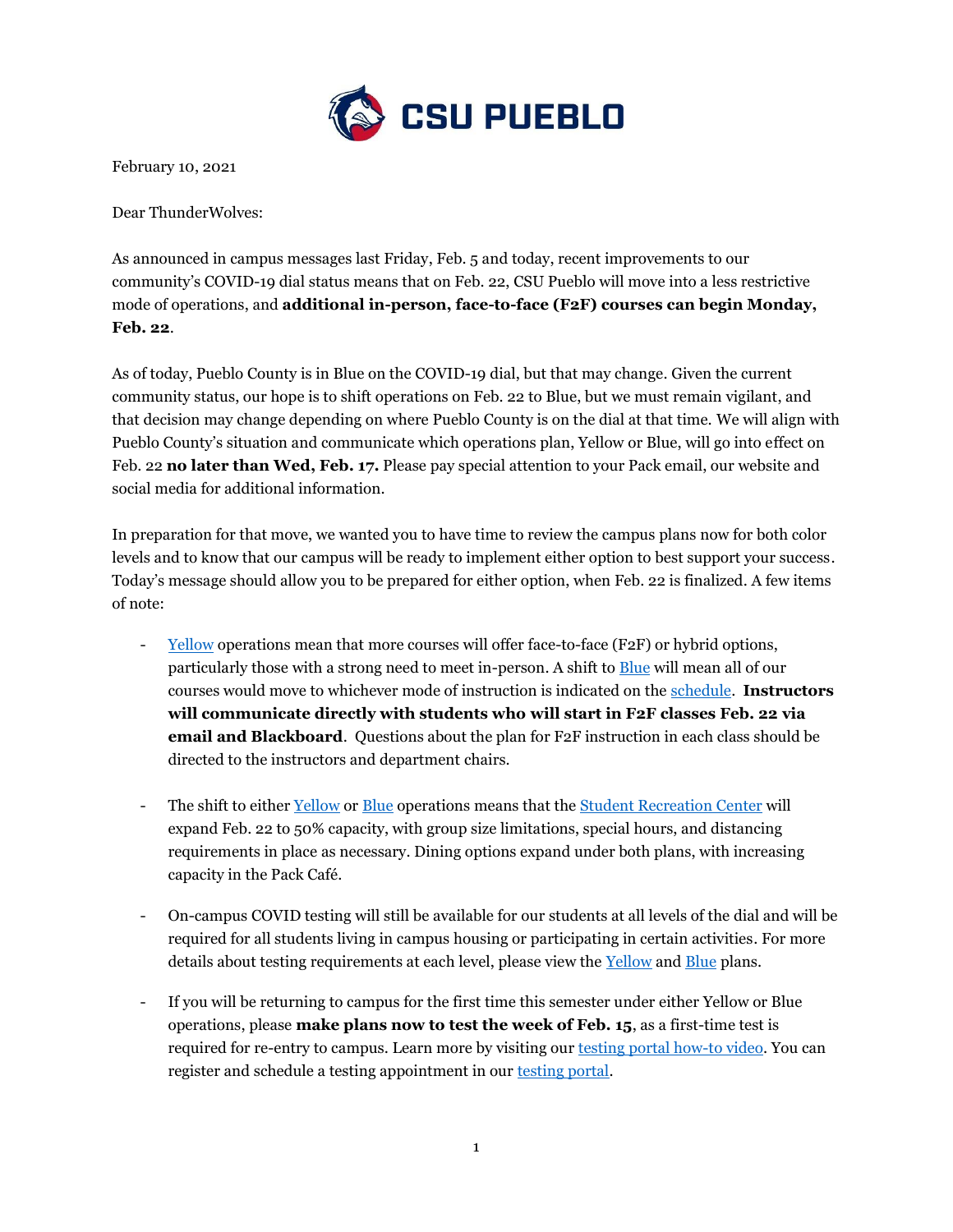February 10, 2021

Dear ThunderWolves:

As announced in campus messages last Friday, Feb. 5 and today, recent improvements to our community's COVID-19 dial status means that on Feb. 22, CSU Pueblo will move into a less restrictive mode of operations, and **additional in-person, face-to-face (F2F) courses can begin Monday, Feb. 22**.

As of today, Pueblo County is in Blue on the COVID-19 dial, but that may change. Given the current community status, our hope is to shift operations on Feb. 22 to Blue, but we must remain vigilant, and that decision may change depending on where Pueblo County is on the dial at that time. We will align with Pueblo County's situation and communicate which operations plan, Yellow or Blue, will go into effect on Feb. 22 **no later than Wed, Feb. 17.** Please pay special attention to your Pack email, our website and social media for additional information.

In preparation for that move, we wanted you to have time to review the campus plans now for both color levels and to know that our campus will be ready to implement either option to best support your success. Today's message should allow you to be prepared for either option, when Feb. 22 is finalized. A few items of note:

- Yellow operations mean that more courses will offer face-to-face (F2F) or hybrid options, particularly those with a strong need to meet in-person. A shift to Blue will mean all of our courses would move to whichever mode of instruction is indicated on the schedule. **Instructors will communicate directly with students who will start in F2F classes Feb. 22 via email and Blackboard**. Questions about the plan for F2F instruction in each class should be directed to the instructors and department chairs.

- The shift to either Yellow or Blue operations means that the Student Recreation Center will expand Feb. 22 to 50% capacity, with group size limitations, special hours, and distancing requirements in place as necessary. Dining options expand under both plans, with increasing capacity in the Pack Café.

- On-campus COVID testing will still be available for our students at all levels of the dial and will be required for all students living in campus housing or participating in certain activities. For more details about testing requirements at each level, please view the Yellow and Blue plans.

- If you will be returning to campus for the first time this semester under either Yellow or Blue operations, please **make plans now to test the week of Feb. 15**, as a first-time test is required for re-entry to campus. Learn more by visiting our testing portal how-to video. You can register and schedule a testing appointment in our testing portal.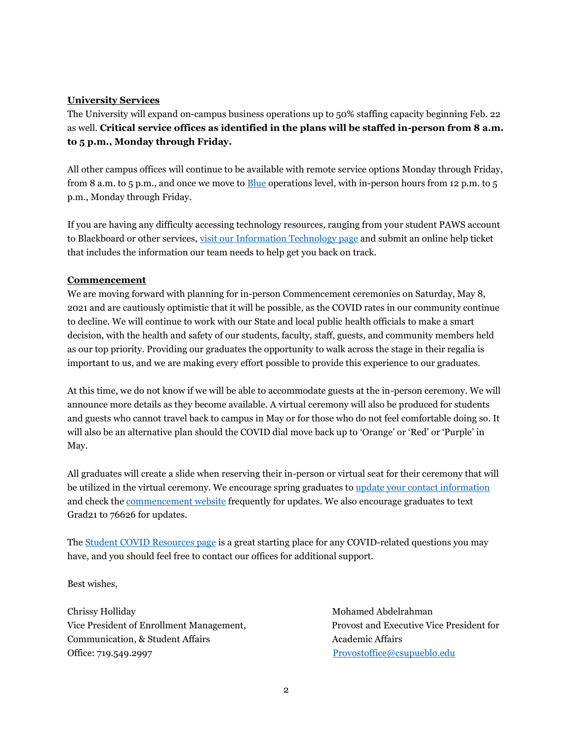**University Services**

The University will expand on-campus business operations up to 50% staffing capacity beginning Feb. 22 as well. **Critical service offices as identified in the plans will be staffed in-person from 8 a.m. to 5 p.m., Monday through Friday.**

All other campus offices will continue to be available with remote service options Monday through Friday, from 8 a.m. to 5 p.m., and once we move to Blue operations level, with in-person hours from 12 p.m. to 5 p.m., Monday through Friday.

If you are having any difficulty accessing technology resources, ranging from your student PAWS account to Blackboard or other services, visit our Information Technology page and submit an online help ticket that includes the information our team needs to help get you back on track.

**Commencement**

We are moving forward with planning for in-person Commencement ceremonies on Saturday, May 8, 2021 and are cautiously optimistic that it will be possible, as the COVID rates in our community continue to decline. We will continue to work with our State and local public health officials to make a smart decision, with the health and safety of our students, faculty, staff, guests, and community members held as our top priority. Providing our graduates the opportunity to walk across the stage in their regalia is important to us, and we are making every effort possible to provide this experience to our graduates.

At this time, we do not know if we will be able to accommodate guests at the in-person ceremony. We will announce more details as they become available. A virtual ceremony will also be produced for students and guests who cannot travel back to campus in May or for those who do not feel comfortable doing so. It will also be an alternative plan should the COVID dial move back up to 'Orange' or 'Red' or 'Purple' in May.

All graduates will create a slide when reserving their in-person or virtual seat for their ceremony that will be utilized in the virtual ceremony. We encourage spring graduates to update your contact information and check the commencement website frequently for updates. We also encourage graduates to text Grad21 to 76626 for updates.

The Student COVID Resources page is a great starting place for any COVID-related questions you may have, and you should feel free to contact our offices for additional support.

Best wishes,

Chrissy Holliday
Vice President of Enrollment Management, Communication, & Student Affairs
Office: 719.549.2997

Mohamed Abdelrahman
Provost and Executive Vice President for Academic Affairs
Provostoffice@csupueblo.edu